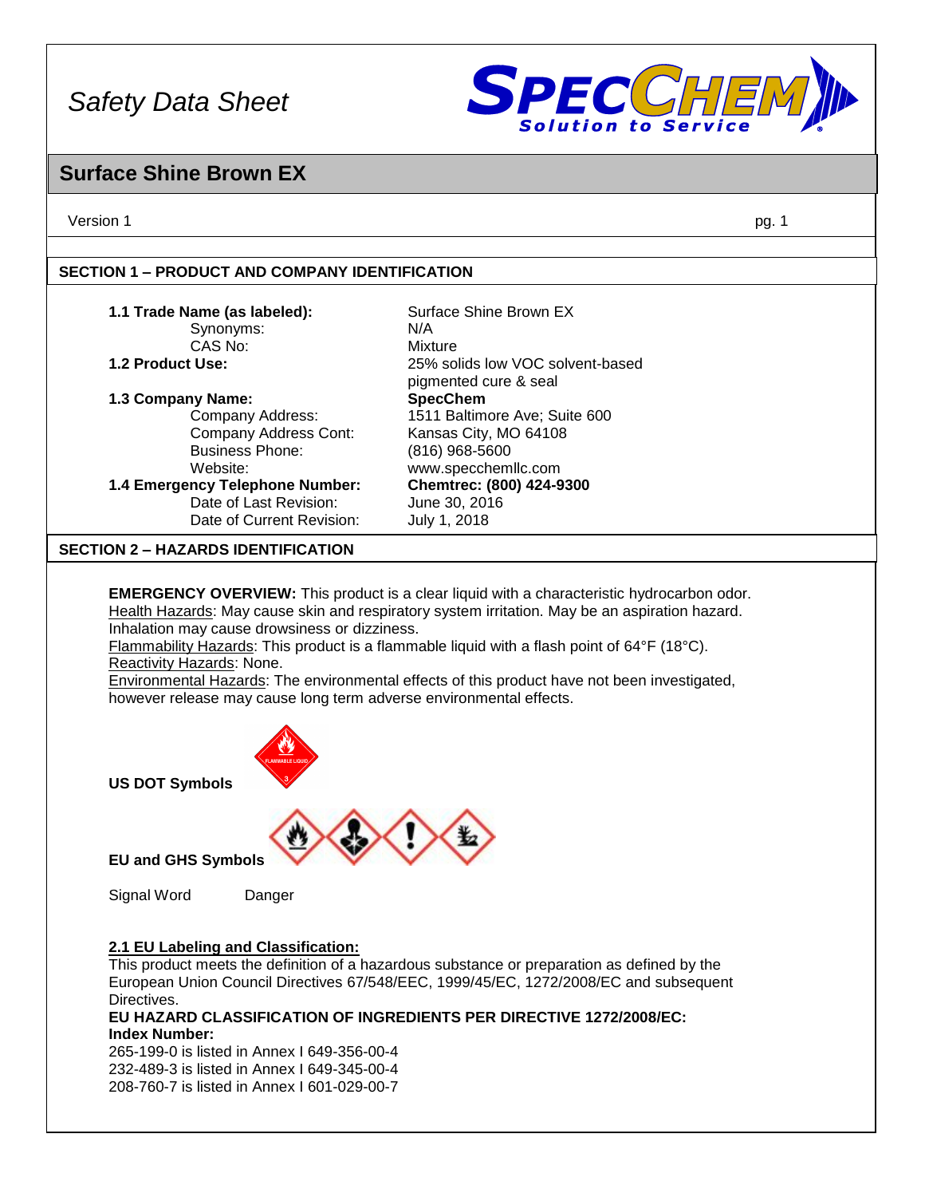# Safety Data Sheet

SPECCHEM — Solution to Service

## Surface Shine Brown EX

Version 1

### SECTION 1 – PRODUCT AND COMPANY IDENTIFICATION

| | |
|---|---|
| **1.1 Trade Name (as labeled):** | Surface Shine Brown EX |
| Synonyms: | N/A |
| CAS No: | Mixture |
| **1.2 Product Use:** | 25% solids low VOC solvent-based pigmented cure & seal |
| **1.3 Company Name:** | **SpecChem** |
| Company Address: | 1511 Baltimore Ave; Suite 600 |
| Company Address Cont: | Kansas City, MO 64108 |
| Business Phone: | (816) 968-5600 |
| Website: | www.specchemllc.com |
| **1.4 Emergency Telephone Number:** | **Chemtrec: (800) 424-9300** |
| Date of Last Revision: | June 30, 2016 |
| Date of Current Revision: | July 1, 2018 |

### SECTION 2 – HAZARDS IDENTIFICATION

**EMERGENCY OVERVIEW:** This product is a clear liquid with a characteristic hydrocarbon odor.
Health Hazards: May cause skin and respiratory system irritation. May be an aspiration hazard. Inhalation may cause drowsiness or dizziness.
Flammability Hazards: This product is a flammable liquid with a flash point of 64°F (18°C).
Reactivity Hazards: None.
Environmental Hazards: The environmental effects of this product have not been investigated, however release may cause long term adverse environmental effects.

**US DOT Symbols**

**EU and GHS Symbols**

Signal Word Danger

**2.1 EU Labeling and Classification:**

This product meets the definition of a hazardous substance or preparation as defined by the European Union Council Directives 67/548/EEC, 1999/45/EC, 1272/2008/EC and subsequent Directives.

**EU HAZARD CLASSIFICATION OF INGREDIENTS PER DIRECTIVE 1272/2008/EC:**
**Index Number:**
265-199-0 is listed in Annex I 649-356-00-4
232-489-3 is listed in Annex I 649-345-00-4
208-760-7 is listed in Annex I 601-029-00-7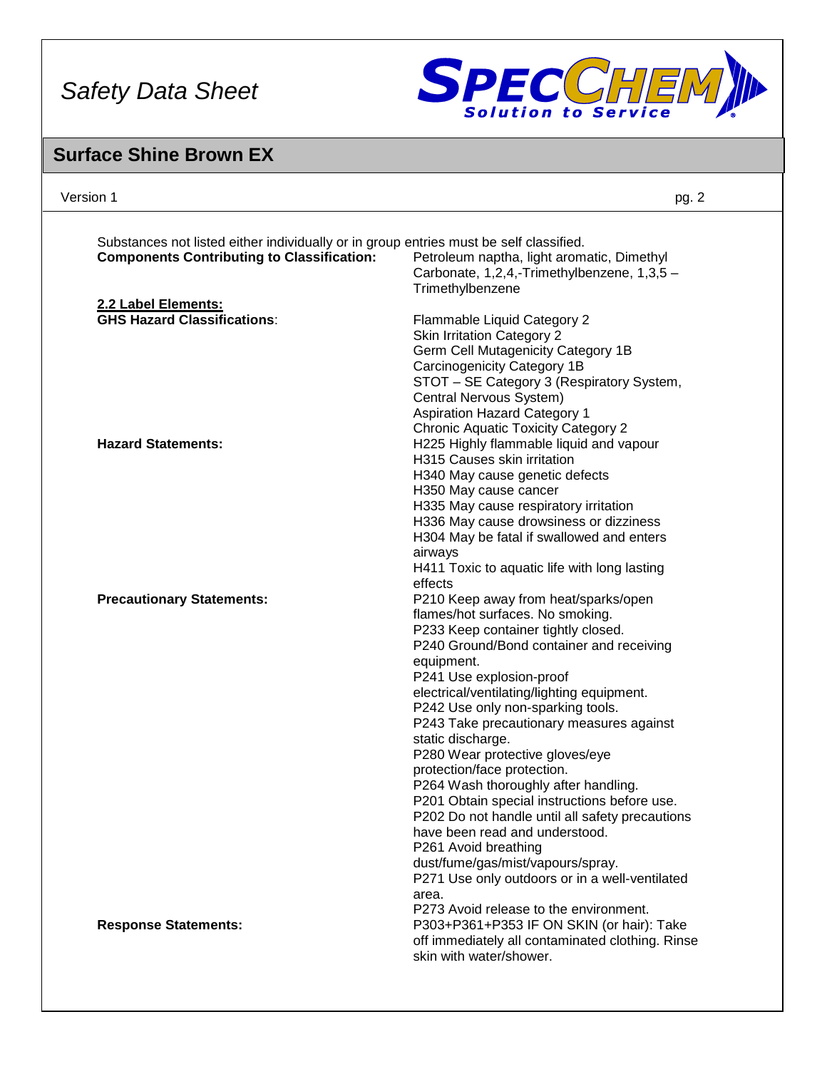Substances not listed either individually or in group entries must be self classified.

**Components Contributing to Classification:** Petroleum naptha, light aromatic, Dimethyl Carbonate, 1,2,4,-Trimethylbenzene, 1,3,5 – Trimethylbenzene

**2.2 Label Elements:**

**GHS Hazard Classifications**:

Flammable Liquid Category 2
Skin Irritation Category 2
Germ Cell Mutagenicity Category 1B
Carcinogenicity Category 1B
STOT – SE Category 3 (Respiratory System, Central Nervous System)
Aspiration Hazard Category 1
Chronic Aquatic Toxicity Category 2

**Hazard Statements:**

H225 Highly flammable liquid and vapour
H315 Causes skin irritation
H340 May cause genetic defects
H350 May cause cancer
H335 May cause respiratory irritation
H336 May cause drowsiness or dizziness
H304 May be fatal if swallowed and enters airways
H411 Toxic to aquatic life with long lasting effects

**Precautionary Statements:**

P210 Keep away from heat/sparks/open flames/hot surfaces. No smoking.
P233 Keep container tightly closed.
P240 Ground/Bond container and receiving equipment.
P241 Use explosion-proof electrical/ventilating/lighting equipment.
P242 Use only non-sparking tools.
P243 Take precautionary measures against static discharge.
P280 Wear protective gloves/eye protection/face protection.
P264 Wash thoroughly after handling.
P201 Obtain special instructions before use.
P202 Do not handle until all safety precautions have been read and understood.
P261 Avoid breathing dust/fume/gas/mist/vapours/spray.
P271 Use only outdoors or in a well-ventilated area.
P273 Avoid release to the environment.

**Response Statements:**

P303+P361+P353 IF ON SKIN (or hair): Take off immediately all contaminated clothing. Rinse skin with water/shower.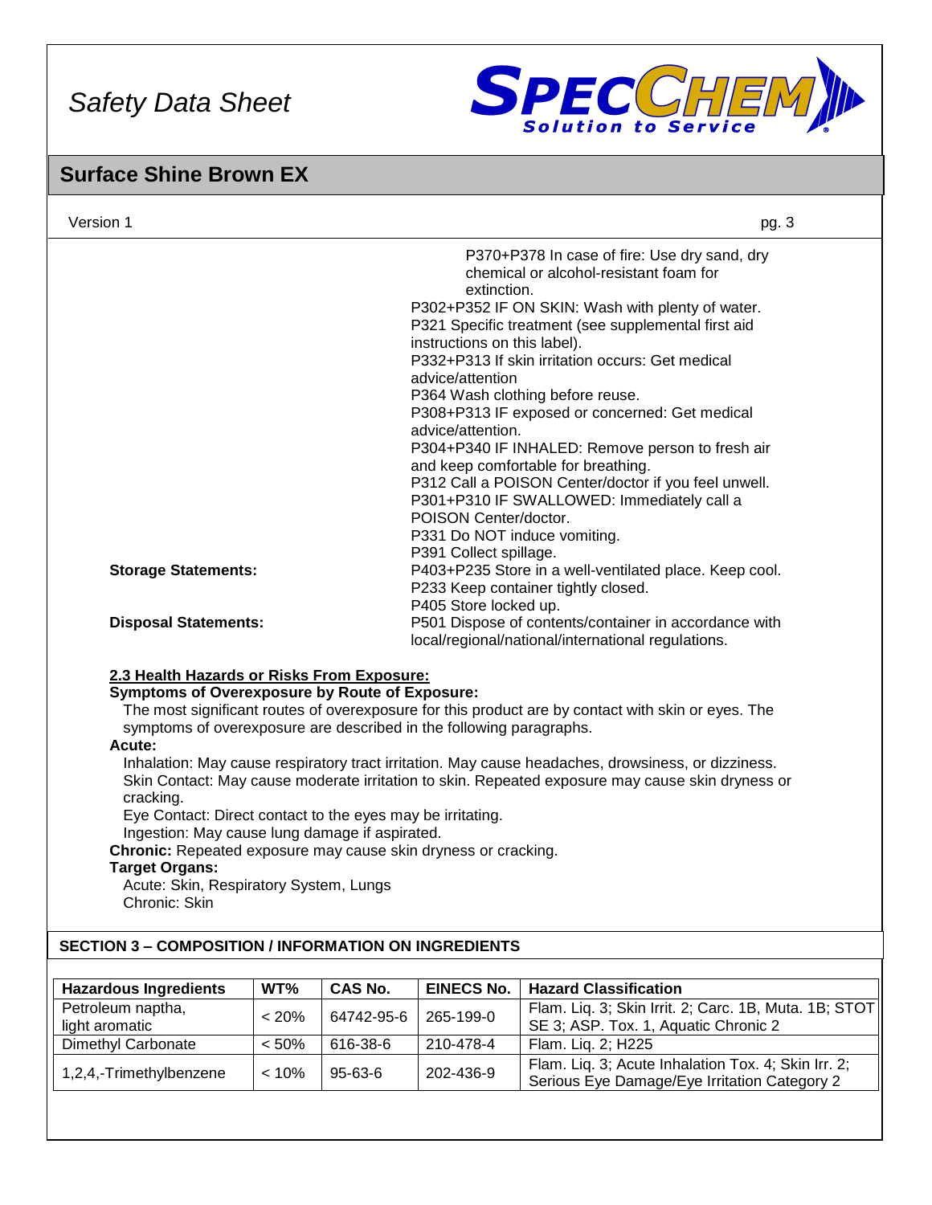| | |
|---|---|
| | P370+P378 In case of fire: Use dry sand, dry chemical or alcohol-resistant foam for extinction. |
| | P302+P352 IF ON SKIN: Wash with plenty of water. |
| | P321 Specific treatment (see supplemental first aid instructions on this label). |
| | P332+P313 If skin irritation occurs: Get medical advice/attention |
| | P364 Wash clothing before reuse. |
| | P308+P313 IF exposed or concerned: Get medical advice/attention. |
| | P304+P340 IF INHALED: Remove person to fresh air and keep comfortable for breathing. |
| | P312 Call a POISON Center/doctor if you feel unwell. |
| | P301+P310 IF SWALLOWED: Immediately call a POISON Center/doctor. |
| | P331 Do NOT induce vomiting. |
| | P391 Collect spillage. |
| **Storage Statements:** | P403+P235 Store in a well-ventilated place. Keep cool. |
| | P233 Keep container tightly closed. |
| | P405 Store locked up. |
| **Disposal Statements:** | P501 Dispose of contents/container in accordance with local/regional/national/international regulations. |

**2.3 Health Hazards or Risks From Exposure:**

**Symptoms of Overexposure by Route of Exposure:**

The most significant routes of overexposure for this product are by contact with skin or eyes. The symptoms of overexposure are described in the following paragraphs.

**Acute:**

Inhalation: May cause respiratory tract irritation. May cause headaches, drowsiness, or dizziness.

Skin Contact: May cause moderate irritation to skin. Repeated exposure may cause skin dryness or cracking.

Eye Contact: Direct contact to the eyes may be irritating.

Ingestion: May cause lung damage if aspirated.

**Chronic:** Repeated exposure may cause skin dryness or cracking.

**Target Organs:**

Acute: Skin, Respiratory System, Lungs

Chronic: Skin

## SECTION 3 – COMPOSITION / INFORMATION ON INGREDIENTS

| Hazardous Ingredients | WT% | CAS No. | EINECS No. | Hazard Classification |
|---|---|---|---|---|
| Petroleum naptha, light aromatic | < 20% | 64742-95-6 | 265-199-0 | Flam. Liq. 3; Skin Irrit. 2; Carc. 1B, Muta. 1B; STOT SE 3; ASP. Tox. 1, Aquatic Chronic 2 |
| Dimethyl Carbonate | < 50% | 616-38-6 | 210-478-4 | Flam. Liq. 2; H225 |
| 1,2,4,-Trimethylbenzene | < 10% | 95-63-6 | 202-436-9 | Flam. Liq. 3; Acute Inhalation Tox. 4; Skin Irr. 2; Serious Eye Damage/Eye Irritation Category 2 |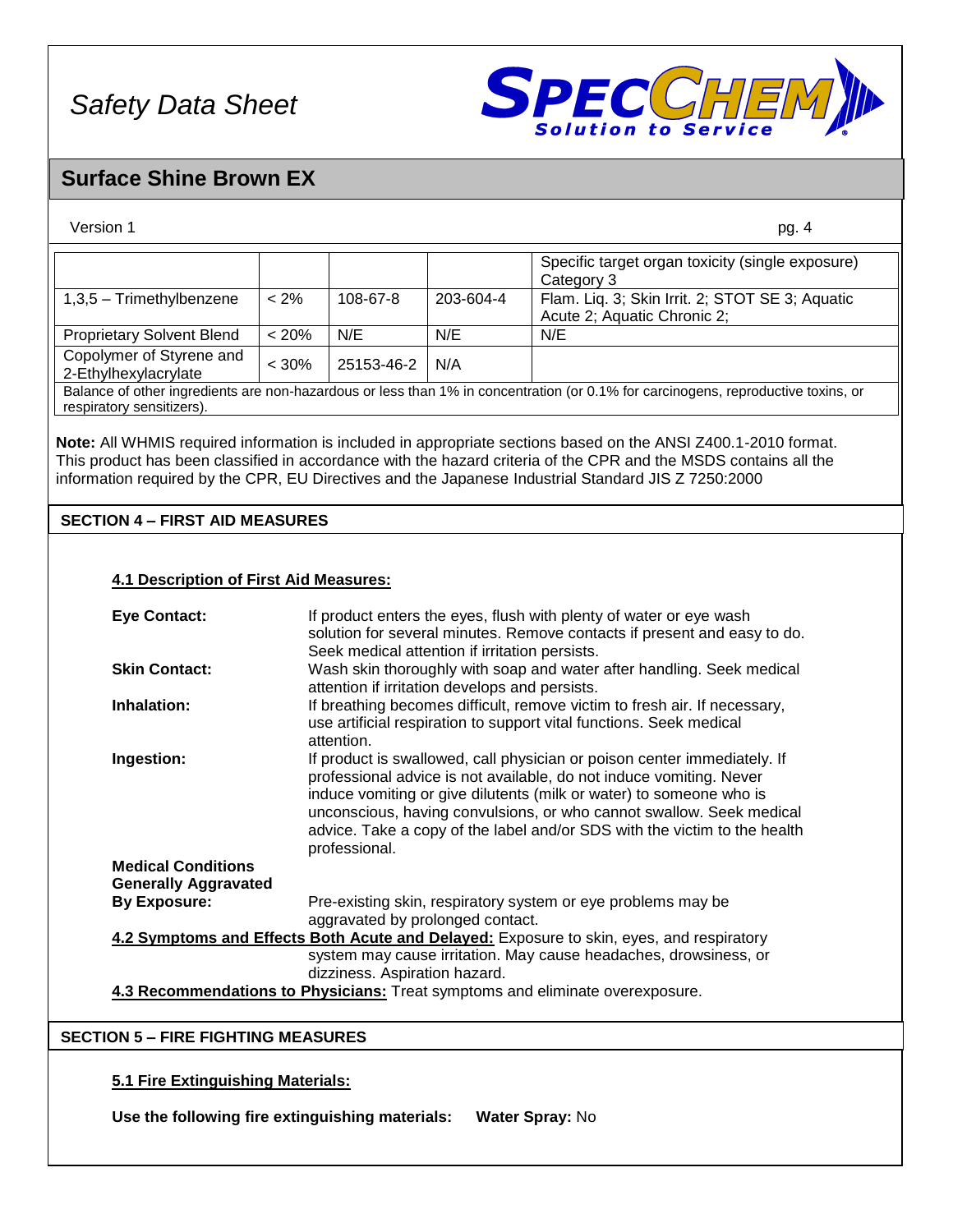| | | | | Specific target organ toxicity (single exposure) Category 3 |
|---|---|---|---|---|
| 1,3,5 – Trimethylbenzene | < 2% | 108-67-8 | 203-604-4 | Flam. Liq. 3; Skin Irrit. 2; STOT SE 3; Aquatic Acute 2; Aquatic Chronic 2; |
| Proprietary Solvent Blend | < 20% | N/E | N/E | N/E |
| Copolymer of Styrene and 2-Ethylhexylacrylate | < 30% | 25153-46-2 | N/A | |
| Balance of other ingredients are non-hazardous or less than 1% in concentration (or 0.1% for carcinogens, reproductive toxins, or respiratory sensitizers). | | | | |

**Note:** All WHMIS required information is included in appropriate sections based on the ANSI Z400.1-2010 format. This product has been classified in accordance with the hazard criteria of the CPR and the MSDS contains all the information required by the CPR, EU Directives and the Japanese Industrial Standard JIS Z 7250:2000

## SECTION 4 – FIRST AID MEASURES

### 4.1 Description of First Aid Measures:

**Eye Contact:** If product enters the eyes, flush with plenty of water or eye wash solution for several minutes. Remove contacts if present and easy to do. Seek medical attention if irritation persists.

**Skin Contact:** Wash skin thoroughly with soap and water after handling. Seek medical attention if irritation develops and persists.

**Inhalation:** If breathing becomes difficult, remove victim to fresh air. If necessary, use artificial respiration to support vital functions. Seek medical attention.

**Ingestion:** If product is swallowed, call physician or poison center immediately. If professional advice is not available, do not induce vomiting. Never induce vomiting or give dilutents (milk or water) to someone who is unconscious, having convulsions, or who cannot swallow. Seek medical advice. Take a copy of the label and/or SDS with the victim to the health professional.

**Medical Conditions Generally Aggravated By Exposure:** Pre-existing skin, respiratory system or eye problems may be aggravated by prolonged contact.

**4.2 Symptoms and Effects Both Acute and Delayed:** Exposure to skin, eyes, and respiratory system may cause irritation. May cause headaches, drowsiness, or dizziness. Aspiration hazard.

**4.3 Recommendations to Physicians:** Treat symptoms and eliminate overexposure.

## SECTION 5 – FIRE FIGHTING MEASURES

### 5.1 Fire Extinguishing Materials:

**Use the following fire extinguishing materials:** **Water Spray:** No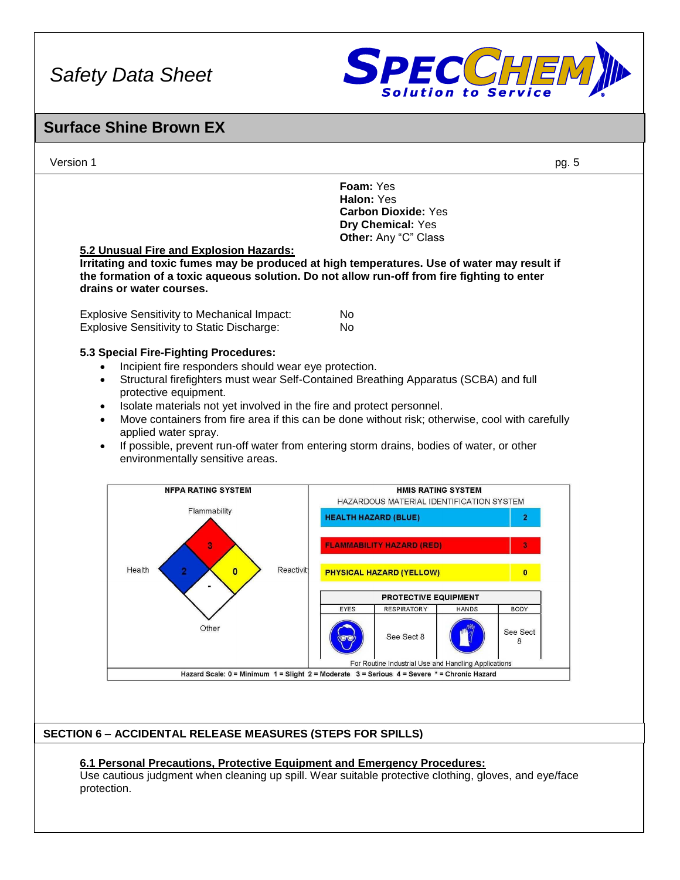**Foam:** Yes
**Halon:** Yes
**Carbon Dioxide:** Yes
**Dry Chemical:** Yes
**Other:** Any "C" Class

**5.2 Unusual Fire and Explosion Hazards:**

**Irritating and toxic fumes may be produced at high temperatures. Use of water may result if the formation of a toxic aqueous solution. Do not allow run-off from fire fighting to enter drains or water courses.**

Explosive Sensitivity to Mechanical Impact: No
Explosive Sensitivity to Static Discharge: No

**5.3 Special Fire-Fighting Procedures:**

- Incipient fire responders should wear eye protection.
- Structural firefighters must wear Self-Contained Breathing Apparatus (SCBA) and full protective equipment.
- Isolate materials not yet involved in the fire and protect personnel.
- Move containers from fire area if this can be done without risk; otherwise, cool with carefully applied water spray.
- If possible, prevent run-off water from entering storm drains, bodies of water, or other environmentally sensitive areas.

**NFPA RATING SYSTEM**

| Flammability | Health | Reactivity | Other |
|---|---|---|---|
| 3 | 2 | 0 | - |

**HMIS RATING SYSTEM**

HAZARDOUS MATERIAL IDENTIFICATION SYSTEM

| Hazard | Rating |
|---|---|
| HEALTH HAZARD (BLUE) | 2 |
| FLAMMABILITY HAZARD (RED) | 3 |
| PHYSICAL HAZARD (YELLOW) | 0 |

**PROTECTIVE EQUIPMENT**

| EYES | RESPIRATORY | HANDS | BODY |
|---|---|---|---|
| | See Sect 8 | | See Sect 8 |

For Routine Industrial Use and Handling Applications

Hazard Scale: 0 = Minimum 1 = Slight 2 = Moderate 3 = Serious 4 = Severe * = Chronic Hazard

## SECTION 6 – ACCIDENTAL RELEASE MEASURES (STEPS FOR SPILLS)

**6.1 Personal Precautions, Protective Equipment and Emergency Procedures:**

Use cautious judgment when cleaning up spill. Wear suitable protective clothing, gloves, and eye/face protection.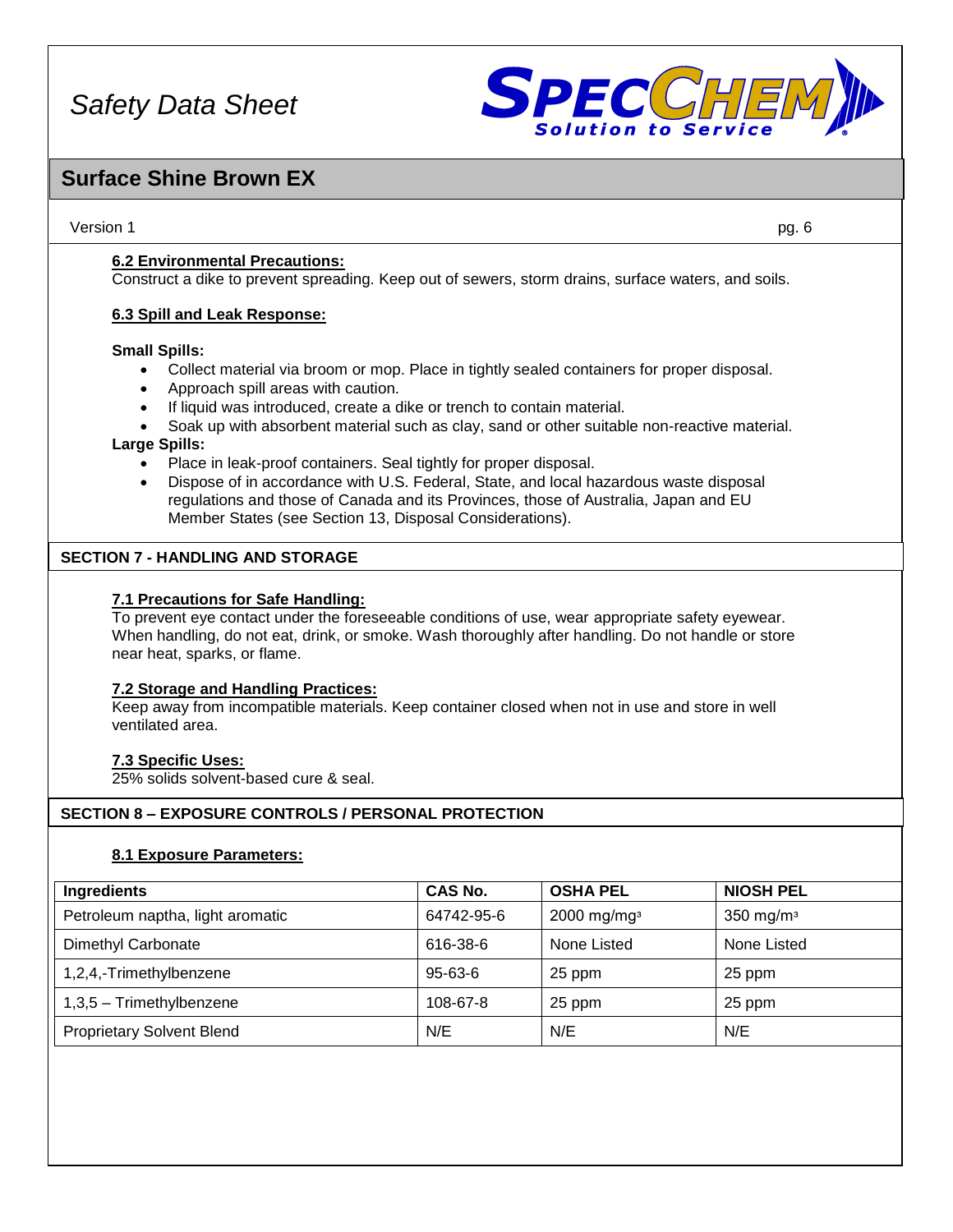#### 6.2 Environmental Precautions:

Construct a dike to prevent spreading. Keep out of sewers, storm drains, surface waters, and soils.

#### 6.3 Spill and Leak Response:

**Small Spills:**

- Collect material via broom or mop. Place in tightly sealed containers for proper disposal.
- Approach spill areas with caution.
- If liquid was introduced, create a dike or trench to contain material.
- Soak up with absorbent material such as clay, sand or other suitable non-reactive material.

**Large Spills:**

- Place in leak-proof containers. Seal tightly for proper disposal.
- Dispose of in accordance with U.S. Federal, State, and local hazardous waste disposal regulations and those of Canada and its Provinces, those of Australia, Japan and EU Member States (see Section 13, Disposal Considerations).

## SECTION 7 - HANDLING AND STORAGE

#### 7.1 Precautions for Safe Handling:

To prevent eye contact under the foreseeable conditions of use, wear appropriate safety eyewear. When handling, do not eat, drink, or smoke. Wash thoroughly after handling. Do not handle or store near heat, sparks, or flame.

#### 7.2 Storage and Handling Practices:

Keep away from incompatible materials. Keep container closed when not in use and store in well ventilated area.

#### 7.3 Specific Uses:

25% solids solvent-based cure & seal.

## SECTION 8 – EXPOSURE CONTROLS / PERSONAL PROTECTION

#### 8.1 Exposure Parameters:

| Ingredients | CAS No. | OSHA PEL | NIOSH PEL |
|---|---|---|---|
| Petroleum naptha, light aromatic | 64742-95-6 | 2000 mg/mg$^3$ | 350 mg/m$^3$ |
| Dimethyl Carbonate | 616-38-6 | None Listed | None Listed |
| 1,2,4,-Trimethylbenzene | 95-63-6 | 25 ppm | 25 ppm |
| 1,3,5 – Trimethylbenzene | 108-67-8 | 25 ppm | 25 ppm |
| Proprietary Solvent Blend | N/E | N/E | N/E |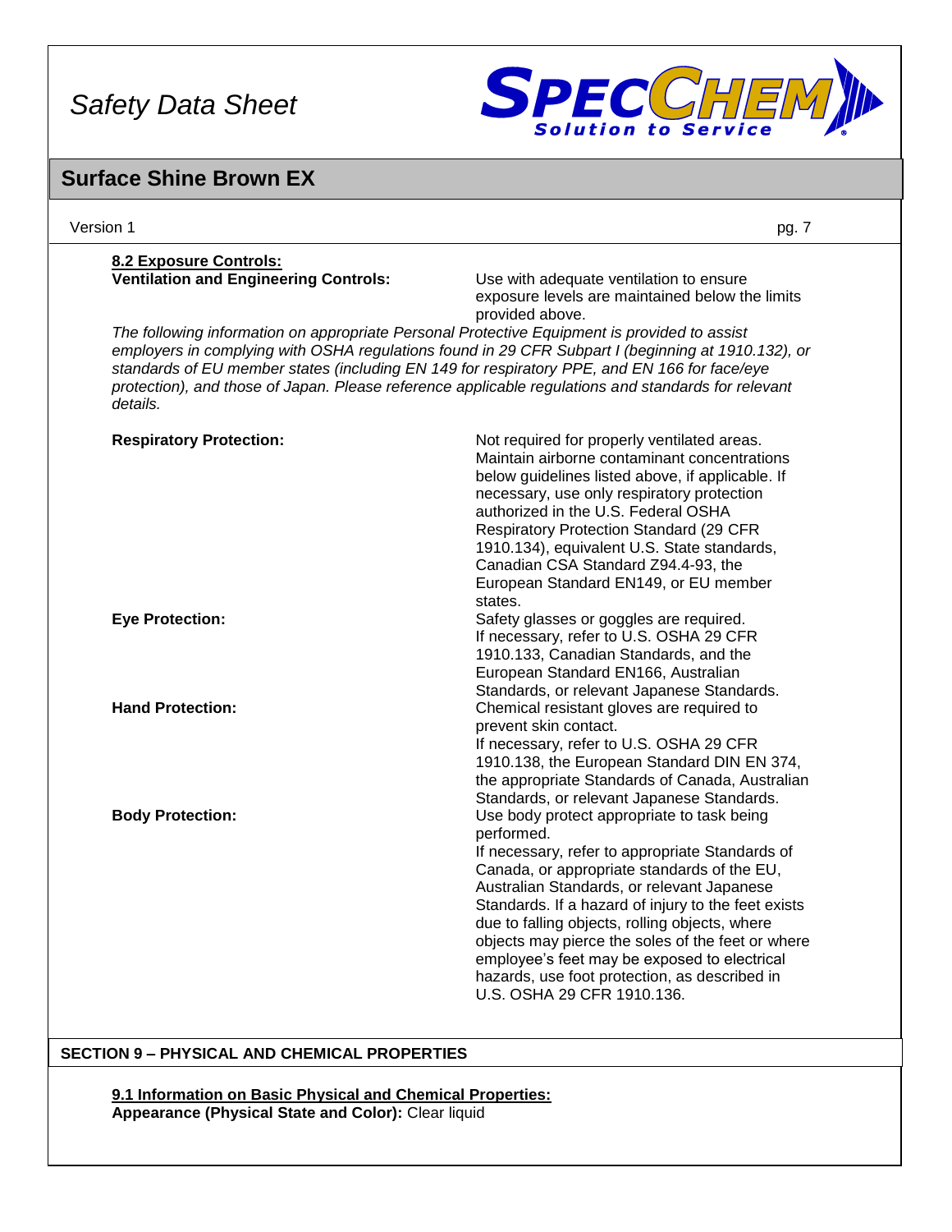**8.2 Exposure Controls:**

**Ventilation and Engineering Controls:** Use with adequate ventilation to ensure exposure levels are maintained below the limits provided above.

*The following information on appropriate Personal Protective Equipment is provided to assist employers in complying with OSHA regulations found in 29 CFR Subpart I (beginning at 1910.132), or standards of EU member states (including EN 149 for respiratory PPE, and EN 166 for face/eye protection), and those of Japan. Please reference applicable regulations and standards for relevant details.*

**Respiratory Protection:** Not required for properly ventilated areas. Maintain airborne contaminant concentrations below guidelines listed above, if applicable. If necessary, use only respiratory protection authorized in the U.S. Federal OSHA Respiratory Protection Standard (29 CFR 1910.134), equivalent U.S. State standards, Canadian CSA Standard Z94.4-93, the European Standard EN149, or EU member states.

**Eye Protection:** Safety glasses or goggles are required. If necessary, refer to U.S. OSHA 29 CFR 1910.133, Canadian Standards, and the European Standard EN166, Australian Standards, or relevant Japanese Standards.

**Hand Protection:** Chemical resistant gloves are required to prevent skin contact.
If necessary, refer to U.S. OSHA 29 CFR 1910.138, the European Standard DIN EN 374, the appropriate Standards of Canada, Australian Standards, or relevant Japanese Standards.

**Body Protection:** Use body protect appropriate to task being performed.
If necessary, refer to appropriate Standards of Canada, or appropriate standards of the EU, Australian Standards, or relevant Japanese Standards. If a hazard of injury to the feet exists due to falling objects, rolling objects, where objects may pierce the soles of the feet or where employee's feet may be exposed to electrical hazards, use foot protection, as described in U.S. OSHA 29 CFR 1910.136.

## SECTION 9 – PHYSICAL AND CHEMICAL PROPERTIES

**9.1 Information on Basic Physical and Chemical Properties:**

**Appearance (Physical State and Color):** Clear liquid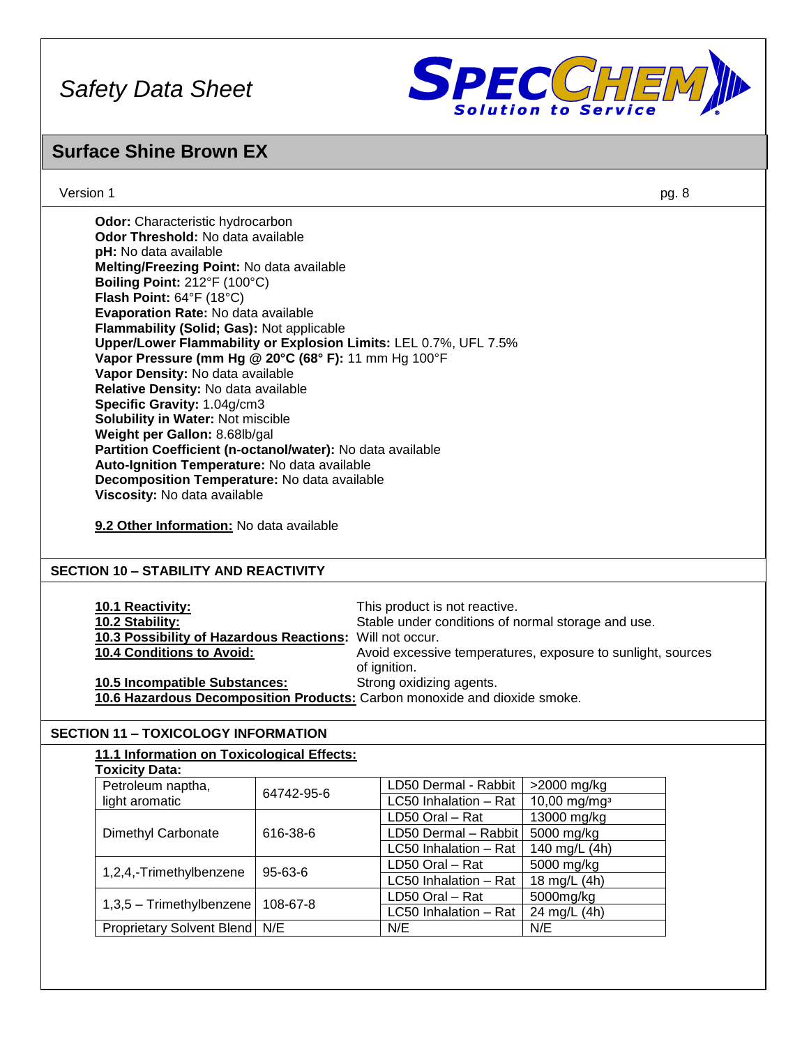**Odor:** Characteristic hydrocarbon
**Odor Threshold:** No data available
**pH:** No data available
**Melting/Freezing Point:** No data available
**Boiling Point:** 212°F (100°C)
**Flash Point:** 64°F (18°C)
**Evaporation Rate:** No data available
**Flammability (Solid; Gas):** Not applicable
**Upper/Lower Flammability or Explosion Limits:** LEL 0.7%, UFL 7.5%
**Vapor Pressure (mm Hg @ 20°C (68° F):** 11 mm Hg 100°F
**Vapor Density:** No data available
**Relative Density:** No data available
**Specific Gravity:** 1.04g/cm3
**Solubility in Water:** Not miscible
**Weight per Gallon:** 8.68lb/gal
**Partition Coefficient (n-octanol/water):** No data available
**Auto-Ignition Temperature:** No data available
**Decomposition Temperature:** No data available
**Viscosity:** No data available

**9.2 Other Information:** No data available

## SECTION 10 – STABILITY AND REACTIVITY

**10.1 Reactivity:** This product is not reactive.
**10.2 Stability:** Stable under conditions of normal storage and use.
**10.3 Possibility of Hazardous Reactions:** Will not occur.
**10.4 Conditions to Avoid:** Avoid excessive temperatures, exposure to sunlight, sources of ignition.
**10.5 Incompatible Substances:** Strong oxidizing agents.
**10.6 Hazardous Decomposition Products:** Carbon monoxide and dioxide smoke.

## SECTION 11 – TOXICOLOGY INFORMATION

**11.1 Information on Toxicological Effects:**
**Toxicity Data:**

| | | | |
|---|---|---|---|
| Petroleum naptha, light aromatic | 64742-95-6 | LD50 Dermal - Rabbit | >2000 mg/kg |
| | | LC50 Inhalation – Rat | 10,00 mg/mg³ |
| Dimethyl Carbonate | 616-38-6 | LD50 Oral – Rat | 13000 mg/kg |
| | | LD50 Dermal – Rabbit | 5000 mg/kg |
| | | LC50 Inhalation – Rat | 140 mg/L (4h) |
| 1,2,4,-Trimethylbenzene | 95-63-6 | LD50 Oral – Rat | 5000 mg/kg |
| | | LC50 Inhalation – Rat | 18 mg/L (4h) |
| 1,3,5 – Trimethylbenzene | 108-67-8 | LD50 Oral – Rat | 5000mg/kg |
| | | LC50 Inhalation – Rat | 24 mg/L (4h) |
| Proprietary Solvent Blend | N/E | N/E | N/E |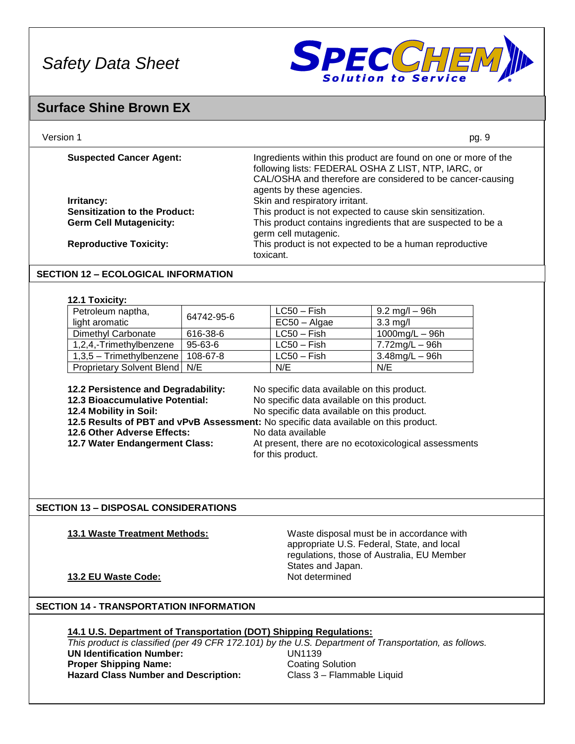| | |
|---|---|
| **Suspected Cancer Agent:** | Ingredients within this product are found on one or more of the following lists: FEDERAL OSHA Z LIST, NTP, IARC, or CAL/OSHA and therefore are considered to be cancer-causing agents by these agencies. |
| **Irritancy:** | Skin and respiratory irritant. |
| **Sensitization to the Product:** | This product is not expected to cause skin sensitization. |
| **Germ Cell Mutagenicity:** | This product contains ingredients that are suspected to be a germ cell mutagenic. |
| **Reproductive Toxicity:** | This product is not expected to be a human reproductive toxicant. |

## SECTION 12 – ECOLOGICAL INFORMATION

**12.1 Toxicity:**

| | | | |
|---|---|---|---|
| Petroleum naptha, light aromatic | 64742-95-6 | LC50 – Fish | 9.2 mg/l – 96h |
| | | EC50 – Algae | 3.3 mg/l |
| Dimethyl Carbonate | 616-38-6 | LC50 – Fish | 1000mg/L – 96h |
| 1,2,4,-Trimethylbenzene | 95-63-6 | LC50 – Fish | 7.72mg/L – 96h |
| 1,3,5 – Trimethylbenzene | 108-67-8 | LC50 – Fish | 3.48mg/L – 96h |
| Proprietary Solvent Blend | N/E | N/E | N/E |

**12.2 Persistence and Degradability:** No specific data available on this product.

**12.3 Bioaccumulative Potential:** No specific data available on this product.

**12.4 Mobility in Soil:** No specific data available on this product.

**12.5 Results of PBT and vPvB Assessment:** No specific data available on this product.

**12.6 Other Adverse Effects:** No data available

**12.7 Water Endangerment Class:** At present, there are no ecotoxicological assessments for this product.

## SECTION 13 – DISPOSAL CONSIDERATIONS

**13.1 Waste Treatment Methods:** Waste disposal must be in accordance with appropriate U.S. Federal, State, and local regulations, those of Australia, EU Member States and Japan.

**13.2 EU Waste Code:** Not determined

## SECTION 14 - TRANSPORTATION INFORMATION

**14.1 U.S. Department of Transportation (DOT) Shipping Regulations:**

*This product is classified (per 49 CFR 172.101) by the U.S. Department of Transportation, as follows.*

**UN Identification Number:** UN1139

**Proper Shipping Name:** Coating Solution

**Hazard Class Number and Description:** Class 3 – Flammable Liquid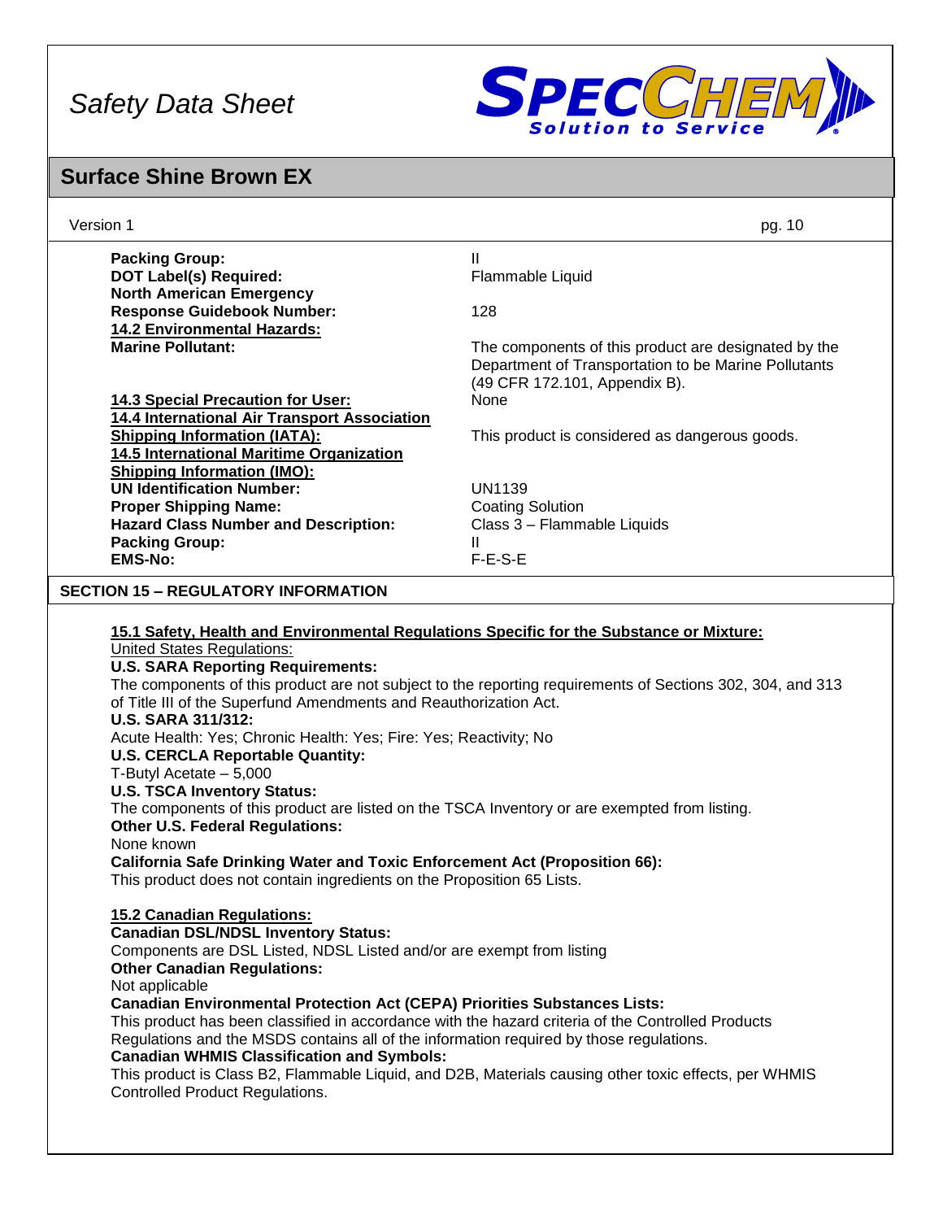| | |
|---|---|
| **Packing Group:** | II |
| **DOT Label(s) Required:** | Flammable Liquid |
| **North American Emergency Response Guidebook Number:** | 128 |
| **14.2 Environmental Hazards:** | |
| **Marine Pollutant:** | The components of this product are designated by the Department of Transportation to be Marine Pollutants (49 CFR 172.101, Appendix B). |
| **14.3 Special Precaution for User:** | None |
| **14.4 International Air Transport Association Shipping Information (IATA):** | This product is considered as dangerous goods. |
| **14.5 International Maritime Organization Shipping Information (IMO):** | |
| **UN Identification Number:** | UN1139 |
| **Proper Shipping Name:** | Coating Solution |
| **Hazard Class Number and Description:** | Class 3 – Flammable Liquids |
| **Packing Group:** | II |
| **EMS-No:** | F-E-S-E |

## SECTION 15 – REGULATORY INFORMATION

**15.1 Safety, Health and Environmental Regulations Specific for the Substance or Mixture:**

United States Regulations:

**U.S. SARA Reporting Requirements:**
The components of this product are not subject to the reporting requirements of Sections 302, 304, and 313 of Title III of the Superfund Amendments and Reauthorization Act.

**U.S. SARA 311/312:**
Acute Health: Yes; Chronic Health: Yes; Fire: Yes; Reactivity; No

**U.S. CERCLA Reportable Quantity:**
T-Butyl Acetate – 5,000

**U.S. TSCA Inventory Status:**
The components of this product are listed on the TSCA Inventory or are exempted from listing.

**Other U.S. Federal Regulations:**
None known

**California Safe Drinking Water and Toxic Enforcement Act (Proposition 66):**
This product does not contain ingredients on the Proposition 65 Lists.

**15.2 Canadian Regulations:**

**Canadian DSL/NDSL Inventory Status:**
Components are DSL Listed, NDSL Listed and/or are exempt from listing

**Other Canadian Regulations:**
Not applicable

**Canadian Environmental Protection Act (CEPA) Priorities Substances Lists:**
This product has been classified in accordance with the hazard criteria of the Controlled Products Regulations and the MSDS contains all of the information required by those regulations.

**Canadian WHMIS Classification and Symbols:**
This product is Class B2, Flammable Liquid, and D2B, Materials causing other toxic effects, per WHMIS Controlled Product Regulations.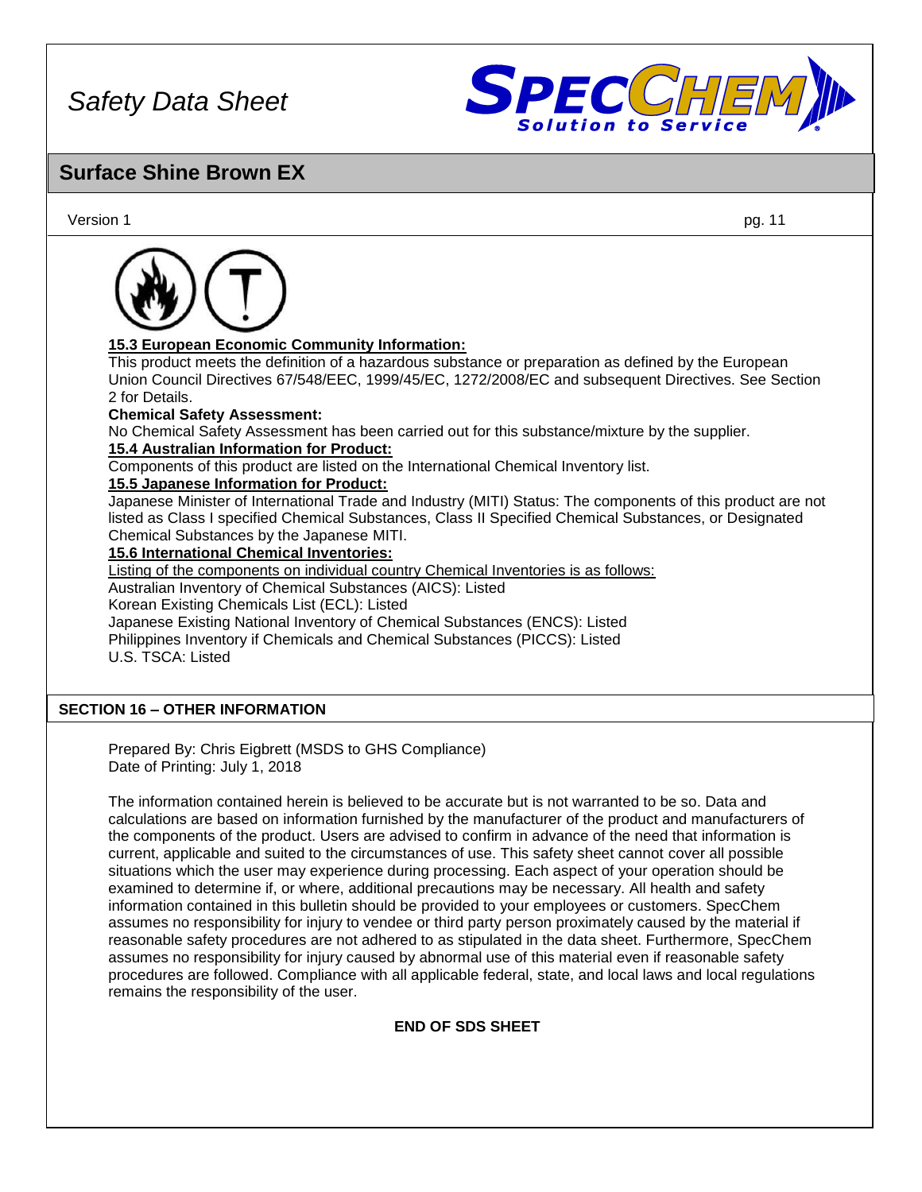**15.3 European Economic Community Information:**

This product meets the definition of a hazardous substance or preparation as defined by the European Union Council Directives 67/548/EEC, 1999/45/EC, 1272/2008/EC and subsequent Directives. See Section 2 for Details.

**Chemical Safety Assessment:**

No Chemical Safety Assessment has been carried out for this substance/mixture by the supplier.

**15.4 Australian Information for Product:**

Components of this product are listed on the International Chemical Inventory list.

**15.5 Japanese Information for Product:**

Japanese Minister of International Trade and Industry (MITI) Status: The components of this product are not listed as Class I specified Chemical Substances, Class II Specified Chemical Substances, or Designated Chemical Substances by the Japanese MITI.

**15.6 International Chemical Inventories:**

Listing of the components on individual country Chemical Inventories is as follows:

Australian Inventory of Chemical Substances (AICS): Listed
Korean Existing Chemicals List (ECL): Listed
Japanese Existing National Inventory of Chemical Substances (ENCS): Listed
Philippines Inventory if Chemicals and Chemical Substances (PICCS): Listed
U.S. TSCA: Listed

## SECTION 16 – OTHER INFORMATION

Prepared By: Chris Eigbrett (MSDS to GHS Compliance)
Date of Printing: July 1, 2018

The information contained herein is believed to be accurate but is not warranted to be so. Data and calculations are based on information furnished by the manufacturer of the product and manufacturers of the components of the product. Users are advised to confirm in advance of the need that information is current, applicable and suited to the circumstances of use. This safety sheet cannot cover all possible situations which the user may experience during processing. Each aspect of your operation should be examined to determine if, or where, additional precautions may be necessary. All health and safety information contained in this bulletin should be provided to your employees or customers. SpecChem assumes no responsibility for injury to vendee or third party person proximately caused by the material if reasonable safety procedures are not adhered to as stipulated in the data sheet. Furthermore, SpecChem assumes no responsibility for injury caused by abnormal use of this material even if reasonable safety procedures are followed. Compliance with all applicable federal, state, and local laws and local regulations remains the responsibility of the user.

**END OF SDS SHEET**